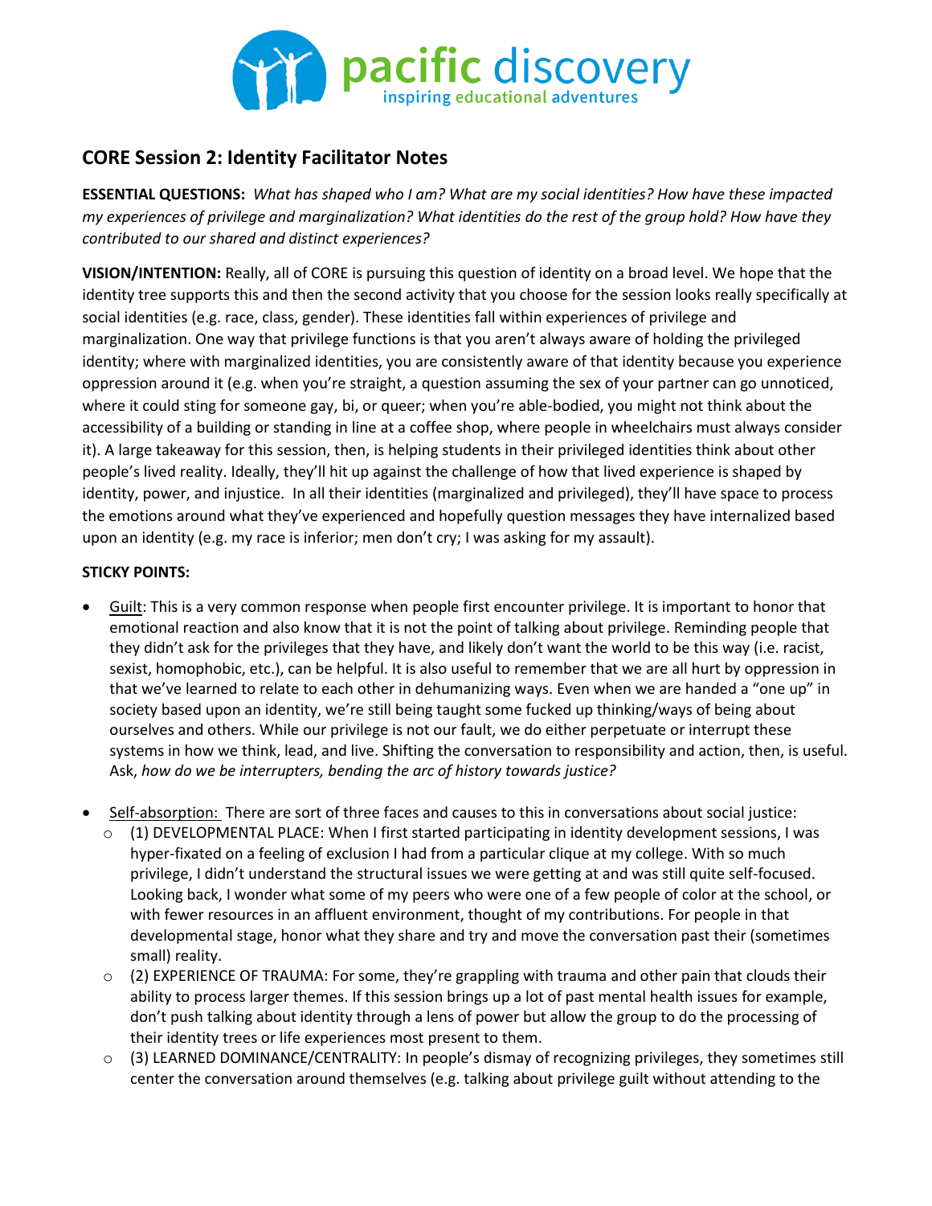# CORE Session 2: Identity Facilitator Notes

**ESSENTIAL QUESTIONS:** *What has shaped who I am? What are my social identities? How have these impacted my experiences of privilege and marginalization? What identities do the rest of the group hold? How have they contributed to our shared and distinct experiences?*

**VISION/INTENTION:** Really, all of CORE is pursuing this question of identity on a broad level. We hope that the identity tree supports this and then the second activity that you choose for the session looks really specifically at social identities (e.g. race, class, gender). These identities fall within experiences of privilege and marginalization. One way that privilege functions is that you aren't always aware of holding the privileged identity; where with marginalized identities, you are consistently aware of that identity because you experience oppression around it (e.g. when you're straight, a question assuming the sex of your partner can go unnoticed, where it could sting for someone gay, bi, or queer; when you're able-bodied, you might not think about the accessibility of a building or standing in line at a coffee shop, where people in wheelchairs must always consider it). A large takeaway for this session, then, is helping students in their privileged identities think about other people's lived reality. Ideally, they'll hit up against the challenge of how that lived experience is shaped by identity, power, and injustice. In all their identities (marginalized and privileged), they'll have space to process the emotions around what they've experienced and hopefully question messages they have internalized based upon an identity (e.g. my race is inferior; men don't cry; I was asking for my assault).

**STICKY POINTS:**

- <u>Guilt</u>: This is a very common response when people first encounter privilege. It is important to honor that emotional reaction and also know that it is not the point of talking about privilege. Reminding people that they didn't ask for the privileges that they have, and likely don't want the world to be this way (i.e. racist, sexist, homophobic, etc.), can be helpful. It is also useful to remember that we are all hurt by oppression in that we've learned to relate to each other in dehumanizing ways. Even when we are handed a "one up" in society based upon an identity, we're still being taught some fucked up thinking/ways of being about ourselves and others. While our privilege is not our fault, we do either perpetuate or interrupt these systems in how we think, lead, and live. Shifting the conversation to responsibility and action, then, is useful. Ask, *how do we be interrupters, bending the arc of history towards justice?*

- <u>Self-absorption:</u> There are sort of three faces and causes to this in conversations about social justice:
  - (1) DEVELOPMENTAL PLACE: When I first started participating in identity development sessions, I was hyper-fixated on a feeling of exclusion I had from a particular clique at my college. With so much privilege, I didn't understand the structural issues we were getting at and was still quite self-focused. Looking back, I wonder what some of my peers who were one of a few people of color at the school, or with fewer resources in an affluent environment, thought of my contributions. For people in that developmental stage, honor what they share and try and move the conversation past their (sometimes small) reality.
  - (2) EXPERIENCE OF TRAUMA: For some, they're grappling with trauma and other pain that clouds their ability to process larger themes. If this session brings up a lot of past mental health issues for example, don't push talking about identity through a lens of power but allow the group to do the processing of their identity trees or life experiences most present to them.
  - (3) LEARNED DOMINANCE/CENTRALITY: In people's dismay of recognizing privileges, they sometimes still center the conversation around themselves (e.g. talking about privilege guilt without attending to the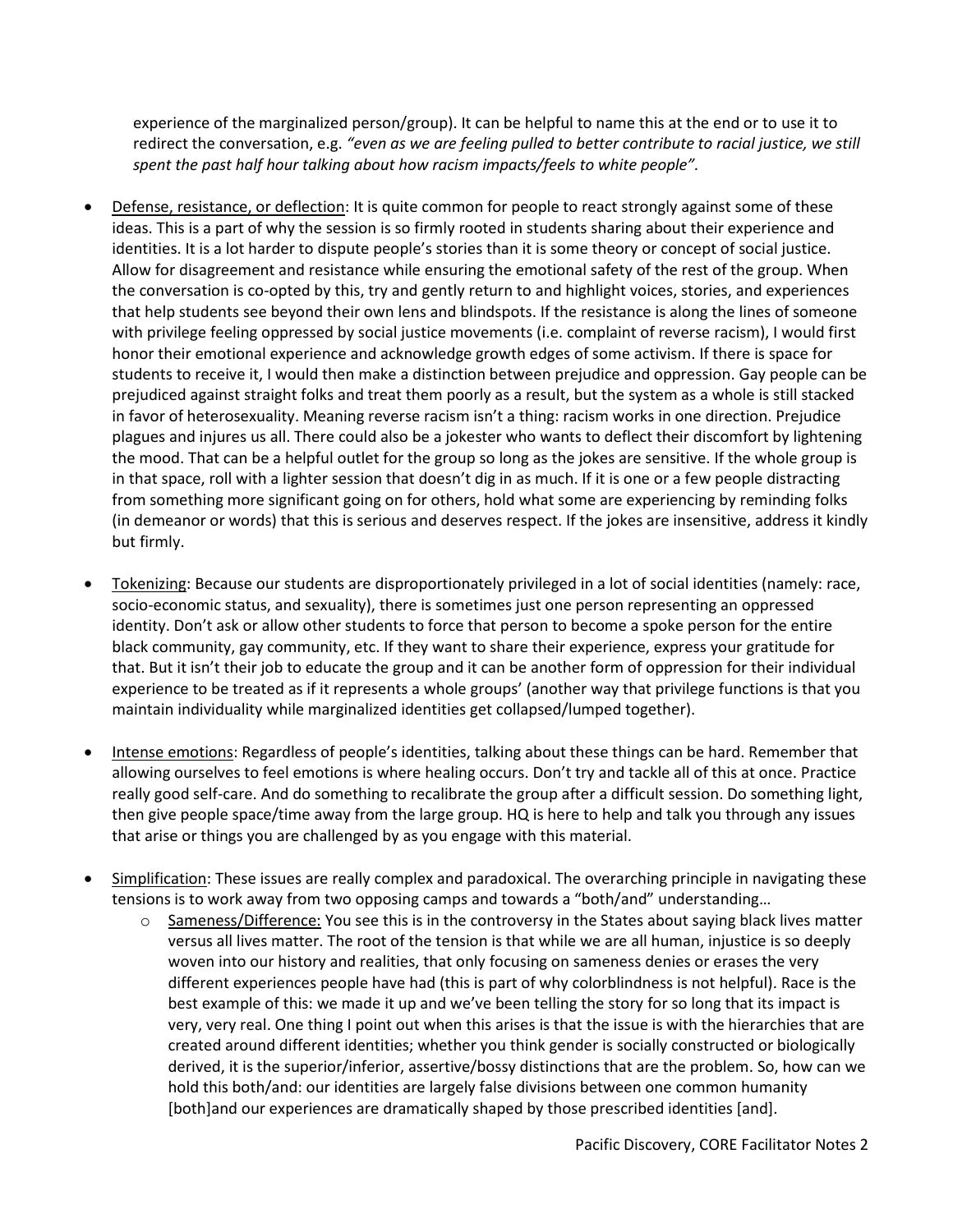experience of the marginalized person/group). It can be helpful to name this at the end or to use it to redirect the conversation, e.g. *"even as we are feeling pulled to better contribute to racial justice, we still spent the past half hour talking about how racism impacts/feels to white people".*

- <u>Defense, resistance, or deflection</u>: It is quite common for people to react strongly against some of these ideas. This is a part of why the session is so firmly rooted in students sharing about their experience and identities. It is a lot harder to dispute people's stories than it is some theory or concept of social justice. Allow for disagreement and resistance while ensuring the emotional safety of the rest of the group. When the conversation is co-opted by this, try and gently return to and highlight voices, stories, and experiences that help students see beyond their own lens and blindspots. If the resistance is along the lines of someone with privilege feeling oppressed by social justice movements (i.e. complaint of reverse racism), I would first honor their emotional experience and acknowledge growth edges of some activism. If there is space for students to receive it, I would then make a distinction between prejudice and oppression. Gay people can be prejudiced against straight folks and treat them poorly as a result, but the system as a whole is still stacked in favor of heterosexuality. Meaning reverse racism isn't a thing: racism works in one direction. Prejudice plagues and injures us all. There could also be a jokester who wants to deflect their discomfort by lightening the mood. That can be a helpful outlet for the group so long as the jokes are sensitive. If the whole group is in that space, roll with a lighter session that doesn't dig in as much. If it is one or a few people distracting from something more significant going on for others, hold what some are experiencing by reminding folks (in demeanor or words) that this is serious and deserves respect. If the jokes are insensitive, address it kindly but firmly.

- <u>Tokenizing</u>: Because our students are disproportionately privileged in a lot of social identities (namely: race, socio-economic status, and sexuality), there is sometimes just one person representing an oppressed identity. Don't ask or allow other students to force that person to become a spoke person for the entire black community, gay community, etc. If they want to share their experience, express your gratitude for that. But it isn't their job to educate the group and it can be another form of oppression for their individual experience to be treated as if it represents a whole groups' (another way that privilege functions is that you maintain individuality while marginalized identities get collapsed/lumped together).

- <u>Intense emotions</u>: Regardless of people's identities, talking about these things can be hard. Remember that allowing ourselves to feel emotions is where healing occurs. Don't try and tackle all of this at once. Practice really good self-care. And do something to recalibrate the group after a difficult session. Do something light, then give people space/time away from the large group. HQ is here to help and talk you through any issues that arise or things you are challenged by as you engage with this material.

- <u>Simplification</u>: These issues are really complex and paradoxical. The overarching principle in navigating these tensions is to work away from two opposing camps and towards a "both/and" understanding…
    - <u>Sameness/Difference:</u> You see this is in the controversy in the States about saying black lives matter versus all lives matter. The root of the tension is that while we are all human, injustice is so deeply woven into our history and realities, that only focusing on sameness denies or erases the very different experiences people have had (this is part of why colorblindness is not helpful). Race is the best example of this: we made it up and we've been telling the story for so long that its impact is very, very real. One thing I point out when this arises is that the issue is with the hierarchies that are created around different identities; whether you think gender is socially constructed or biologically derived, it is the superior/inferior, assertive/bossy distinctions that are the problem. So, how can we hold this both/and: our identities are largely false divisions between one common humanity [both]and our experiences are dramatically shaped by those prescribed identities [and].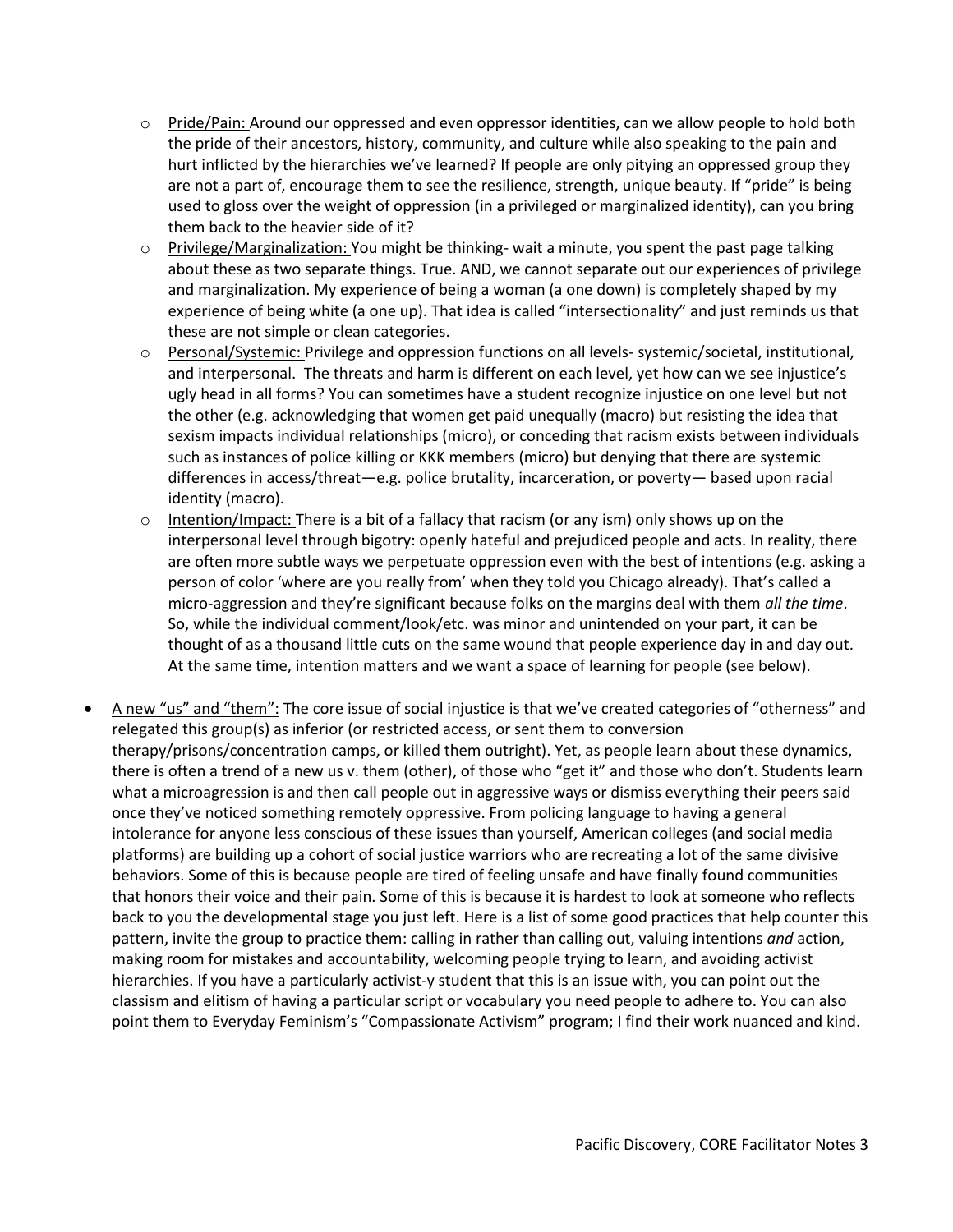- Pride/Pain: Around our oppressed and even oppressor identities, can we allow people to hold both the pride of their ancestors, history, community, and culture while also speaking to the pain and hurt inflicted by the hierarchies we've learned? If people are only pitying an oppressed group they are not a part of, encourage them to see the resilience, strength, unique beauty. If "pride" is being used to gloss over the weight of oppression (in a privileged or marginalized identity), can you bring them back to the heavier side of it?
- Privilege/Marginalization: You might be thinking- wait a minute, you spent the past page talking about these as two separate things. True. AND, we cannot separate out our experiences of privilege and marginalization. My experience of being a woman (a one down) is completely shaped by my experience of being white (a one up). That idea is called "intersectionality" and just reminds us that these are not simple or clean categories.
- Personal/Systemic: Privilege and oppression functions on all levels- systemic/societal, institutional, and interpersonal. The threats and harm is different on each level, yet how can we see injustice's ugly head in all forms? You can sometimes have a student recognize injustice on one level but not the other (e.g. acknowledging that women get paid unequally (macro) but resisting the idea that sexism impacts individual relationships (micro), or conceding that racism exists between individuals such as instances of police killing or KKK members (micro) but denying that there are systemic differences in access/threat—e.g. police brutality, incarceration, or poverty— based upon racial identity (macro).
- Intention/Impact: There is a bit of a fallacy that racism (or any ism) only shows up on the interpersonal level through bigotry: openly hateful and prejudiced people and acts. In reality, there are often more subtle ways we perpetuate oppression even with the best of intentions (e.g. asking a person of color 'where are you really from' when they told you Chicago already). That's called a micro-aggression and they're significant because folks on the margins deal with them *all the time*. So, while the individual comment/look/etc. was minor and unintended on your part, it can be thought of as a thousand little cuts on the same wound that people experience day in and day out. At the same time, intention matters and we want a space of learning for people (see below).

- A new "us" and "them": The core issue of social injustice is that we've created categories of "otherness" and relegated this group(s) as inferior (or restricted access, or sent them to conversion therapy/prisons/concentration camps, or killed them outright). Yet, as people learn about these dynamics, there is often a trend of a new us v. them (other), of those who "get it" and those who don't. Students learn what a microagression is and then call people out in aggressive ways or dismiss everything their peers said once they've noticed something remotely oppressive. From policing language to having a general intolerance for anyone less conscious of these issues than yourself, American colleges (and social media platforms) are building up a cohort of social justice warriors who are recreating a lot of the same divisive behaviors. Some of this is because people are tired of feeling unsafe and have finally found communities that honors their voice and their pain. Some of this is because it is hardest to look at someone who reflects back to you the developmental stage you just left. Here is a list of some good practices that help counter this pattern, invite the group to practice them: calling in rather than calling out, valuing intentions *and* action, making room for mistakes and accountability, welcoming people trying to learn, and avoiding activist hierarchies. If you have a particularly activist-y student that this is an issue with, you can point out the classism and elitism of having a particular script or vocabulary you need people to adhere to. You can also point them to Everyday Feminism's "Compassionate Activism" program; I find their work nuanced and kind.